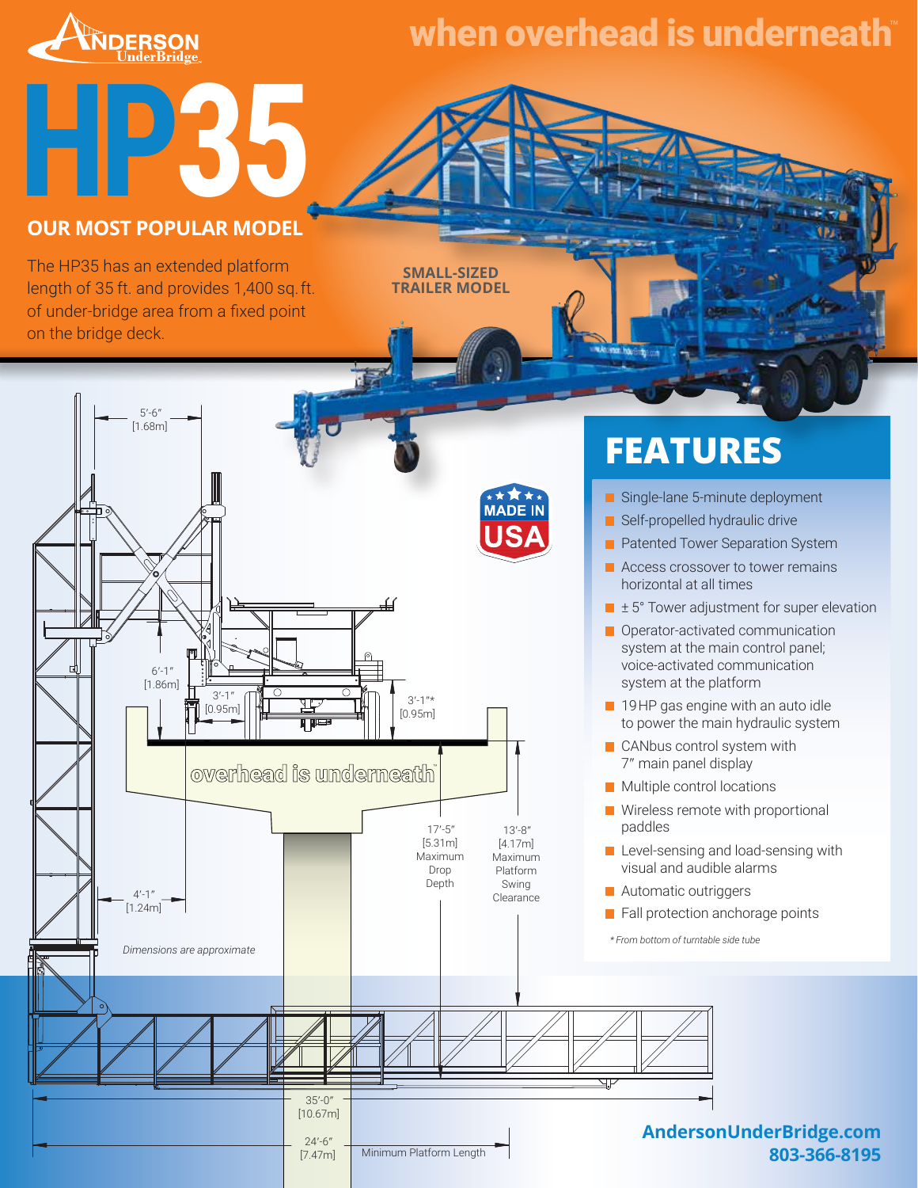ANDERSON UnderBridge

when overhead is underneath™

# HP35

## OUR MOST POPULAR MODEL

The HP35 has an extended platform length of 35 ft. and provides 1,400 sq. ft. of under-bridge area from a fixed point on the bridge deck.

SMALL-SIZED TRAILER MODEL

MADE IN USA

5'-6" [1.68m]

6'-1" [1.86m]

3'-1" [0.95m]

3'-1"* [0.95m]

overhead is underneath™

17'-5" [5.31m] Maximum Drop Depth

13'-8" [4.17m] Maximum Platform Swing Clearance

4'-1" [1.24m]

*Dimensions are approximate*

35'-0" [10.67m]

24'-6" [7.47m] Minimum Platform Length

## FEATURES

- Single-lane 5-minute deployment
- Self-propelled hydraulic drive
- Patented Tower Separation System
- Access crossover to tower remains horizontal at all times
- ± 5° Tower adjustment for super elevation
- Operator-activated communication system at the main control panel; voice-activated communication system at the platform
- 19HP gas engine with an auto idle to power the main hydraulic system
- CANbus control system with 7″ main panel display
- Multiple control locations
- Wireless remote with proportional paddles
- Level-sensing and load-sensing with visual and audible alarms
- Automatic outriggers
- Fall protection anchorage points

*\* From bottom of turntable side tube*

**AndersonUnderBridge.com**
**803-366-8195**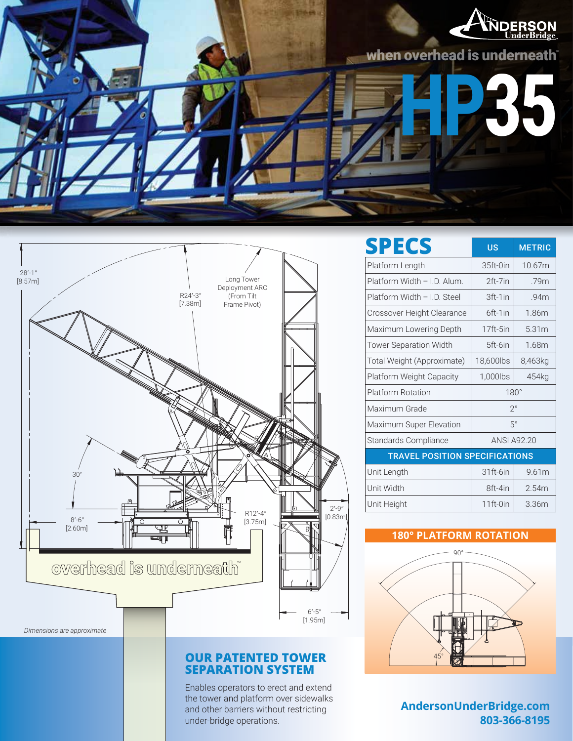# HP35

when overhead is underneath™

28'-1"
[8.57m]

R24'-3"
[7.38m]

Long Tower Deployment ARC (From Tilt Frame Pivot)

30°

8'-6"
[2.60m]

R12'-4"
[3.75m]

2'-9"
[0.83m]

6'-5"
[1.95m]

overhead is underneath™

*Dimensions are approximate*

## SPECS

| | US | METRIC |
|---|---|---|
| Platform Length | 35ft-0in | 10.67m |
| Platform Width – I.D. Alum. | 2ft-7in | .79m |
| Platform Width – I.D. Steel | 3ft-1in | .94m |
| Crossover Height Clearance | 6ft-1in | 1.86m |
| Maximum Lowering Depth | 17ft-5in | 5.31m |
| Tower Separation Width | 5ft-6in | 1.68m |
| Total Weight (Approximate) | 18,600lbs | 8,463kg |
| Platform Weight Capacity | 1,000lbs | 454kg |
| Platform Rotation | 180° | |
| Maximum Grade | 2° | |
| Maximum Super Elevation | 5° | |
| Standards Compliance | ANSI A92.20 | |
| **TRAVEL POSITION SPECIFICATIONS** | | |
| Unit Length | 31ft-6in | 9.61m |
| Unit Width | 8ft-4in | 2.54m |
| Unit Height | 11ft-0in | 3.36m |

## 180° PLATFORM ROTATION

90°

45°

## OUR PATENTED TOWER SEPARATION SYSTEM

Enables operators to erect and extend the tower and platform over sidewalks and other barriers without restricting under-bridge operations.

**AndersonUnderBridge.com**
**803-366-8195**